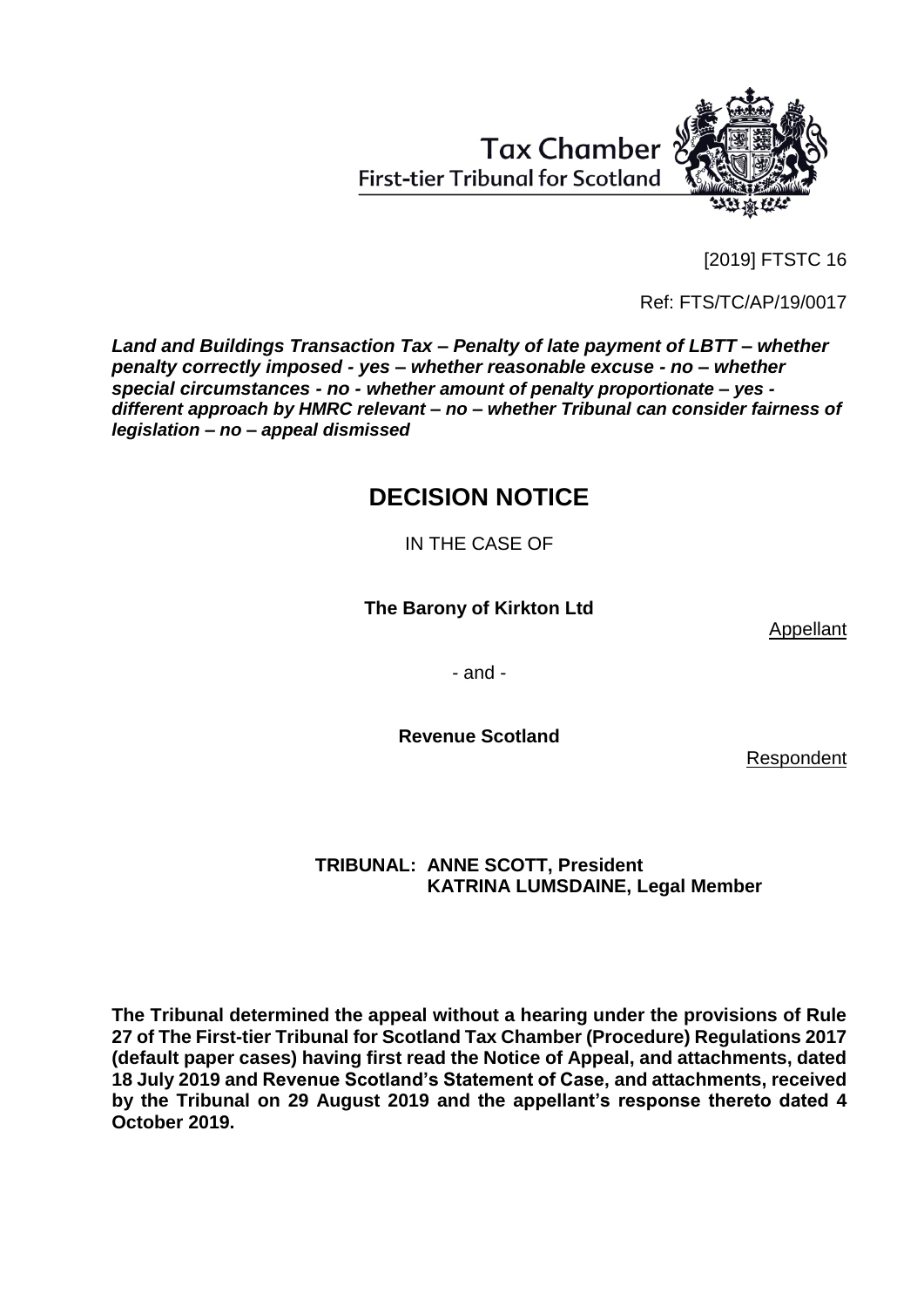Tax Chamber
First-tier Tribunal for Scotland

[2019] FTSTC 16

Ref: FTS/TC/AP/19/0017

***Land and Buildings Transaction Tax – Penalty of late payment of LBTT – whether penalty correctly imposed - yes – whether reasonable excuse - no – whether special circumstances - no - whether amount of penalty proportionate – yes - different approach by HMRC relevant – no – whether Tribunal can consider fairness of legislation – no – appeal dismissed***

# DECISION NOTICE

IN THE CASE OF

**The Barony of Kirkton Ltd**

Appellant

- and -

**Revenue Scotland**

Respondent

**TRIBUNAL: ANNE SCOTT, President**
**KATRINA LUMSDAINE, Legal Member**

**The Tribunal determined the appeal without a hearing under the provisions of Rule 27 of The First-tier Tribunal for Scotland Tax Chamber (Procedure) Regulations 2017 (default paper cases) having first read the Notice of Appeal, and attachments, dated 18 July 2019 and Revenue Scotland's Statement of Case, and attachments, received by the Tribunal on 29 August 2019 and the appellant's response thereto dated 4 October 2019.**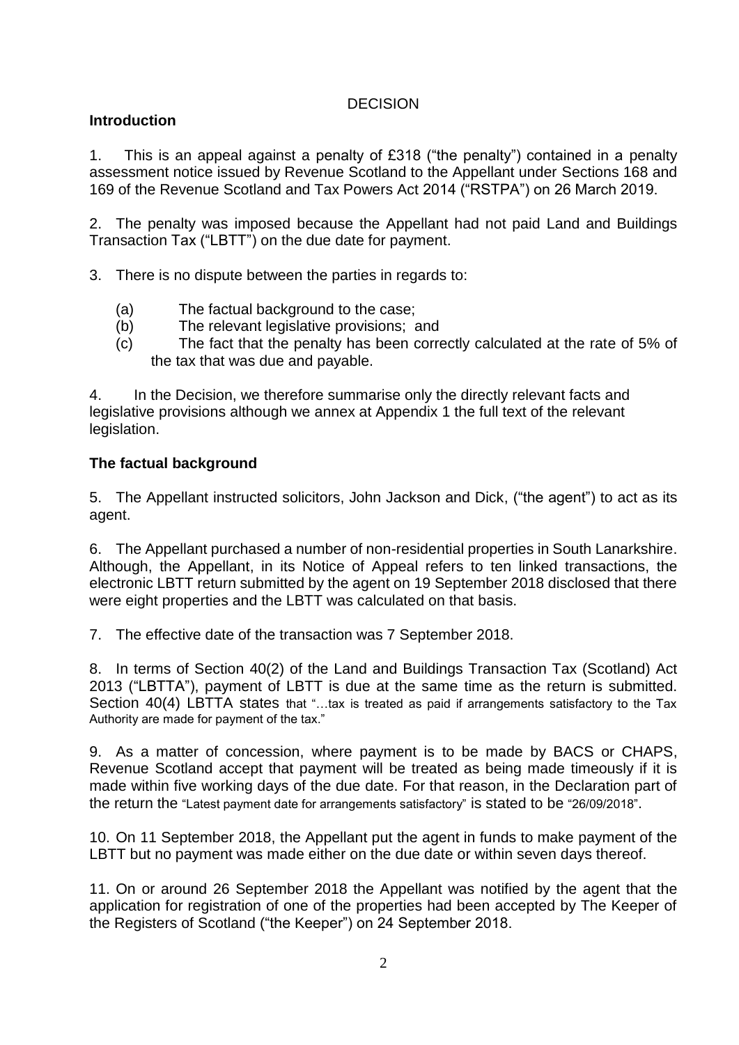DECISION

## Introduction

1. This is an appeal against a penalty of £318 ("the penalty") contained in a penalty assessment notice issued by Revenue Scotland to the Appellant under Sections 168 and 169 of the Revenue Scotland and Tax Powers Act 2014 ("RSTPA") on 26 March 2019.

2. The penalty was imposed because the Appellant had not paid Land and Buildings Transaction Tax ("LBTT") on the due date for payment.

3. There is no dispute between the parties in regards to:

   (a) The factual background to the case;
   (b) The relevant legislative provisions; and
   (c) The fact that the penalty has been correctly calculated at the rate of 5% of the tax that was due and payable.

4. In the Decision, we therefore summarise only the directly relevant facts and legislative provisions although we annex at Appendix 1 the full text of the relevant legislation.

## The factual background

5. The Appellant instructed solicitors, John Jackson and Dick, ("the agent") to act as its agent.

6. The Appellant purchased a number of non-residential properties in South Lanarkshire. Although, the Appellant, in its Notice of Appeal refers to ten linked transactions, the electronic LBTT return submitted by the agent on 19 September 2018 disclosed that there were eight properties and the LBTT was calculated on that basis.

7. The effective date of the transaction was 7 September 2018.

8. In terms of Section 40(2) of the Land and Buildings Transaction Tax (Scotland) Act 2013 ("LBTTA"), payment of LBTT is due at the same time as the return is submitted. Section 40(4) LBTTA states that "…tax is treated as paid if arrangements satisfactory to the Tax Authority are made for payment of the tax."

9. As a matter of concession, where payment is to be made by BACS or CHAPS, Revenue Scotland accept that payment will be treated as being made timeously if it is made within five working days of the due date. For that reason, in the Declaration part of the return the "Latest payment date for arrangements satisfactory" is stated to be "26/09/2018".

10. On 11 September 2018, the Appellant put the agent in funds to make payment of the LBTT but no payment was made either on the due date or within seven days thereof.

11. On or around 26 September 2018 the Appellant was notified by the agent that the application for registration of one of the properties had been accepted by The Keeper of the Registers of Scotland ("the Keeper") on 24 September 2018.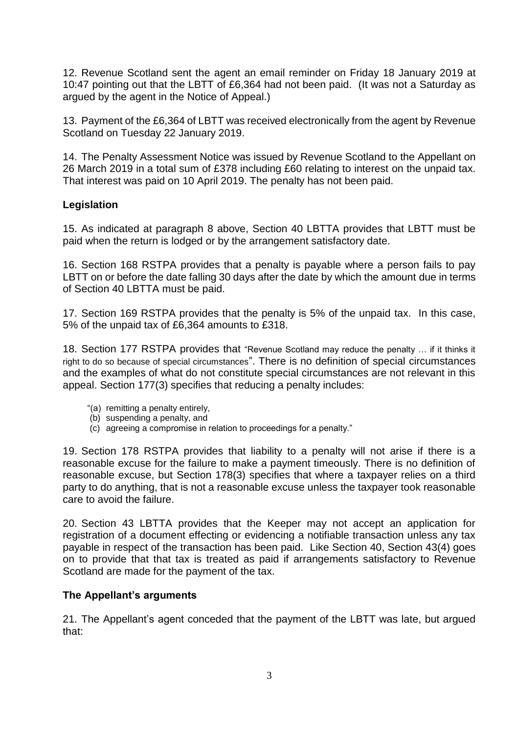12. Revenue Scotland sent the agent an email reminder on Friday 18 January 2019 at 10:47 pointing out that the LBTT of £6,364 had not been paid. (It was not a Saturday as argued by the agent in the Notice of Appeal.)

13. Payment of the £6,364 of LBTT was received electronically from the agent by Revenue Scotland on Tuesday 22 January 2019.

14. The Penalty Assessment Notice was issued by Revenue Scotland to the Appellant on 26 March 2019 in a total sum of £378 including £60 relating to interest on the unpaid tax. That interest was paid on 10 April 2019. The penalty has not been paid.

## Legislation

15. As indicated at paragraph 8 above, Section 40 LBTTA provides that LBTT must be paid when the return is lodged or by the arrangement satisfactory date.

16. Section 168 RSTPA provides that a penalty is payable where a person fails to pay LBTT on or before the date falling 30 days after the date by which the amount due in terms of Section 40 LBTTA must be paid.

17. Section 169 RSTPA provides that the penalty is 5% of the unpaid tax. In this case, 5% of the unpaid tax of £6,364 amounts to £318.

18. Section 177 RSTPA provides that "Revenue Scotland may reduce the penalty … if it thinks it right to do so because of special circumstances". There is no definition of special circumstances and the examples of what do not constitute special circumstances are not relevant in this appeal. Section 177(3) specifies that reducing a penalty includes:

> "(a) remitting a penalty entirely,
> (b) suspending a penalty, and
> (c) agreeing a compromise in relation to proceedings for a penalty."

19. Section 178 RSTPA provides that liability to a penalty will not arise if there is a reasonable excuse for the failure to make a payment timeously. There is no definition of reasonable excuse, but Section 178(3) specifies that where a taxpayer relies on a third party to do anything, that is not a reasonable excuse unless the taxpayer took reasonable care to avoid the failure.

20. Section 43 LBTTA provides that the Keeper may not accept an application for registration of a document effecting or evidencing a notifiable transaction unless any tax payable in respect of the transaction has been paid. Like Section 40, Section 43(4) goes on to provide that that tax is treated as paid if arrangements satisfactory to Revenue Scotland are made for the payment of the tax.

## The Appellant's arguments

21. The Appellant's agent conceded that the payment of the LBTT was late, but argued that: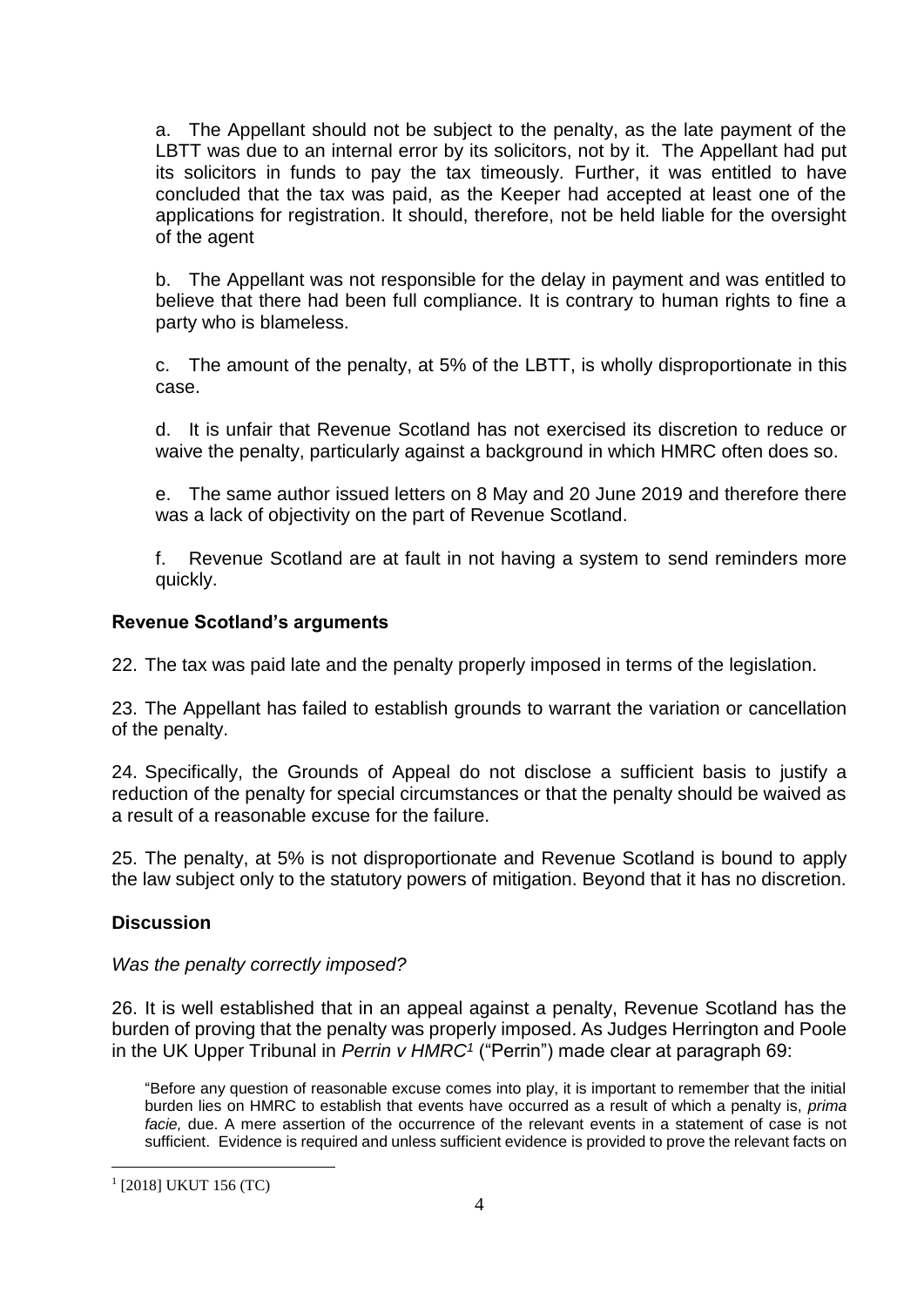a. The Appellant should not be subject to the penalty, as the late payment of the LBTT was due to an internal error by its solicitors, not by it. The Appellant had put its solicitors in funds to pay the tax timeously. Further, it was entitled to have concluded that the tax was paid, as the Keeper had accepted at least one of the applications for registration. It should, therefore, not be held liable for the oversight of the agent

b. The Appellant was not responsible for the delay in payment and was entitled to believe that there had been full compliance. It is contrary to human rights to fine a party who is blameless.

c. The amount of the penalty, at 5% of the LBTT, is wholly disproportionate in this case.

d. It is unfair that Revenue Scotland has not exercised its discretion to reduce or waive the penalty, particularly against a background in which HMRC often does so.

e. The same author issued letters on 8 May and 20 June 2019 and therefore there was a lack of objectivity on the part of Revenue Scotland.

f. Revenue Scotland are at fault in not having a system to send reminders more quickly.

### Revenue Scotland's arguments

22. The tax was paid late and the penalty properly imposed in terms of the legislation.

23. The Appellant has failed to establish grounds to warrant the variation or cancellation of the penalty.

24. Specifically, the Grounds of Appeal do not disclose a sufficient basis to justify a reduction of the penalty for special circumstances or that the penalty should be waived as a result of a reasonable excuse for the failure.

25. The penalty, at 5% is not disproportionate and Revenue Scotland is bound to apply the law subject only to the statutory powers of mitigation. Beyond that it has no discretion.

### Discussion

*Was the penalty correctly imposed?*

26. It is well established that in an appeal against a penalty, Revenue Scotland has the burden of proving that the penalty was properly imposed. As Judges Herrington and Poole in the UK Upper Tribunal in *Perrin v HMRC*[1] ("Perrin") made clear at paragraph 69:

> "Before any question of reasonable excuse comes into play, it is important to remember that the initial burden lies on HMRC to establish that events have occurred as a result of which a penalty is, *prima facie,* due. A mere assertion of the occurrence of the relevant events in a statement of case is not sufficient. Evidence is required and unless sufficient evidence is provided to prove the relevant facts on

[1] [2018] UKUT 156 (TC)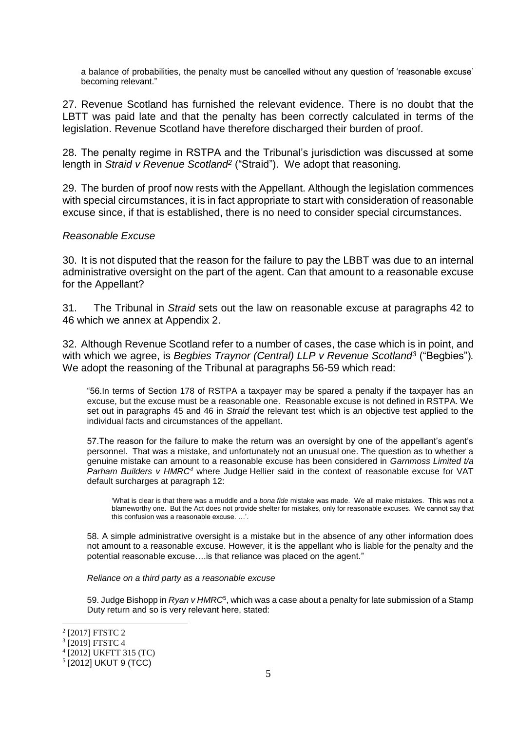a balance of probabilities, the penalty must be cancelled without any question of 'reasonable excuse' becoming relevant."

27. Revenue Scotland has furnished the relevant evidence. There is no doubt that the LBTT was paid late and that the penalty has been correctly calculated in terms of the legislation. Revenue Scotland have therefore discharged their burden of proof.

28. The penalty regime in RSTPA and the Tribunal's jurisdiction was discussed at some length in *Straid v Revenue Scotland*[2] ("Straid"). We adopt that reasoning.

29. The burden of proof now rests with the Appellant. Although the legislation commences with special circumstances, it is in fact appropriate to start with consideration of reasonable excuse since, if that is established, there is no need to consider special circumstances.

*Reasonable Excuse*

30. It is not disputed that the reason for the failure to pay the LBBT was due to an internal administrative oversight on the part of the agent. Can that amount to a reasonable excuse for the Appellant?

31. The Tribunal in *Straid* sets out the law on reasonable excuse at paragraphs 42 to 46 which we annex at Appendix 2.

32. Although Revenue Scotland refer to a number of cases, the case which is in point, and with which we agree, is *Begbies Traynor (Central) LLP v Revenue Scotland*[3] ("Begbies"). We adopt the reasoning of the Tribunal at paragraphs 56-59 which read:

> "56.In terms of Section 178 of RSTPA a taxpayer may be spared a penalty if the taxpayer has an excuse, but the excuse must be a reasonable one. Reasonable excuse is not defined in RSTPA. We set out in paragraphs 45 and 46 in *Straid* the relevant test which is an objective test applied to the individual facts and circumstances of the appellant.
>
> 57.The reason for the failure to make the return was an oversight by one of the appellant's agent's personnel. That was a mistake, and unfortunately not an unusual one. The question as to whether a genuine mistake can amount to a reasonable excuse has been considered in *Garnmoss Limited t/a Parham Builders v HMRC*[4] where Judge Hellier said in the context of reasonable excuse for VAT default surcharges at paragraph 12:
>
>> 'What is clear is that there was a muddle and a *bona fide* mistake was made. We all make mistakes. This was not a blameworthy one. But the Act does not provide shelter for mistakes, only for reasonable excuses. We cannot say that this confusion was a reasonable excuse. …'.
>
> 58. A simple administrative oversight is a mistake but in the absence of any other information does not amount to a reasonable excuse. However, it is the appellant who is liable for the penalty and the potential reasonable excuse….is that reliance was placed on the agent."
>
> *Reliance on a third party as a reasonable excuse*
>
> 59. Judge Bishopp in *Ryan v HMRC*[5], which was a case about a penalty for late submission of a Stamp Duty return and so is very relevant here, stated:

---

[2] [2017] FTSTC 2

[3] [2019] FTSTC 4

[4] [2012] UKFTT 315 (TC)

[5] [2012] UKUT 9 (TCC)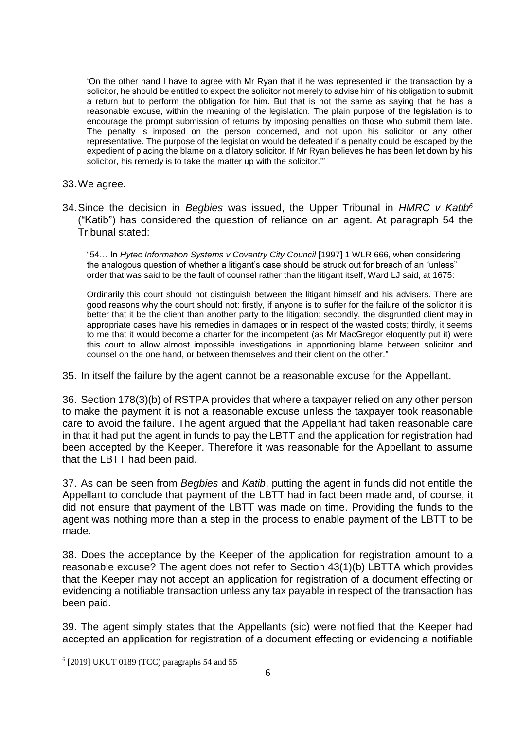> 'On the other hand I have to agree with Mr Ryan that if he was represented in the transaction by a solicitor, he should be entitled to expect the solicitor not merely to advise him of his obligation to submit a return but to perform the obligation for him. But that is not the same as saying that he has a reasonable excuse, within the meaning of the legislation. The plain purpose of the legislation is to encourage the prompt submission of returns by imposing penalties on those who submit them late. The penalty is imposed on the person concerned, and not upon his solicitor or any other representative. The purpose of the legislation would be defeated if a penalty could be escaped by the expedient of placing the blame on a dilatory solicitor. If Mr Ryan believes he has been let down by his solicitor, his remedy is to take the matter up with the solicitor.'"

33. We agree.

34. Since the decision in *Begbies* was issued, the Upper Tribunal in *HMRC v Katib*[6] ("Katib") has considered the question of reliance on an agent. At paragraph 54 the Tribunal stated:

> "54… In *Hytec Information Systems v Coventry City Council* [1997] 1 WLR 666, when considering the analogous question of whether a litigant's case should be struck out for breach of an "unless" order that was said to be the fault of counsel rather than the litigant itself, Ward LJ said, at 1675:
>
> Ordinarily this court should not distinguish between the litigant himself and his advisers. There are good reasons why the court should not: firstly, if anyone is to suffer for the failure of the solicitor it is better that it be the client than another party to the litigation; secondly, the disgruntled client may in appropriate cases have his remedies in damages or in respect of the wasted costs; thirdly, it seems to me that it would become a charter for the incompetent (as Mr MacGregor eloquently put it) were this court to allow almost impossible investigations in apportioning blame between solicitor and counsel on the one hand, or between themselves and their client on the other."

35. In itself the failure by the agent cannot be a reasonable excuse for the Appellant.

36. Section 178(3)(b) of RSTPA provides that where a taxpayer relied on any other person to make the payment it is not a reasonable excuse unless the taxpayer took reasonable care to avoid the failure. The agent argued that the Appellant had taken reasonable care in that it had put the agent in funds to pay the LBTT and the application for registration had been accepted by the Keeper. Therefore it was reasonable for the Appellant to assume that the LBTT had been paid.

37. As can be seen from *Begbies* and *Katib*, putting the agent in funds did not entitle the Appellant to conclude that payment of the LBTT had in fact been made and, of course, it did not ensure that payment of the LBTT was made on time. Providing the funds to the agent was nothing more than a step in the process to enable payment of the LBTT to be made.

38. Does the acceptance by the Keeper of the application for registration amount to a reasonable excuse? The agent does not refer to Section 43(1)(b) LBTTA which provides that the Keeper may not accept an application for registration of a document effecting or evidencing a notifiable transaction unless any tax payable in respect of the transaction has been paid.

39. The agent simply states that the Appellants (sic) were notified that the Keeper had accepted an application for registration of a document effecting or evidencing a notifiable

---

[6] [2019] UKUT 0189 (TCC) paragraphs 54 and 55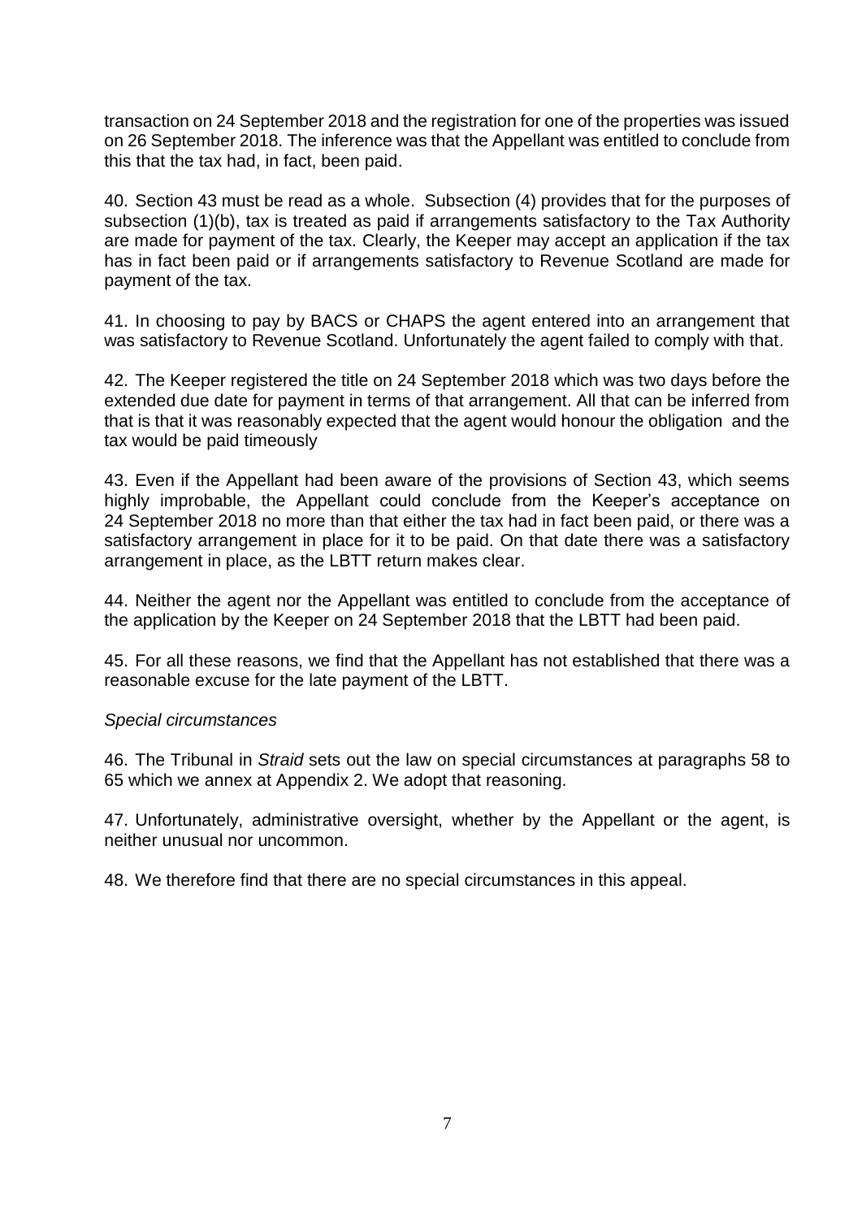transaction on 24 September 2018 and the registration for one of the properties was issued on 26 September 2018. The inference was that the Appellant was entitled to conclude from this that the tax had, in fact, been paid.

40. Section 43 must be read as a whole. Subsection (4) provides that for the purposes of subsection (1)(b), tax is treated as paid if arrangements satisfactory to the Tax Authority are made for payment of the tax. Clearly, the Keeper may accept an application if the tax has in fact been paid or if arrangements satisfactory to Revenue Scotland are made for payment of the tax.

41. In choosing to pay by BACS or CHAPS the agent entered into an arrangement that was satisfactory to Revenue Scotland. Unfortunately the agent failed to comply with that.

42. The Keeper registered the title on 24 September 2018 which was two days before the extended due date for payment in terms of that arrangement. All that can be inferred from that is that it was reasonably expected that the agent would honour the obligation and the tax would be paid timeously

43. Even if the Appellant had been aware of the provisions of Section 43, which seems highly improbable, the Appellant could conclude from the Keeper's acceptance on 24 September 2018 no more than that either the tax had in fact been paid, or there was a satisfactory arrangement in place for it to be paid. On that date there was a satisfactory arrangement in place, as the LBTT return makes clear.

44. Neither the agent nor the Appellant was entitled to conclude from the acceptance of the application by the Keeper on 24 September 2018 that the LBTT had been paid.

45. For all these reasons, we find that the Appellant has not established that there was a reasonable excuse for the late payment of the LBTT.

*Special circumstances*

46. The Tribunal in *Straid* sets out the law on special circumstances at paragraphs 58 to 65 which we annex at Appendix 2. We adopt that reasoning.

47. Unfortunately, administrative oversight, whether by the Appellant or the agent, is neither unusual nor uncommon.

48. We therefore find that there are no special circumstances in this appeal.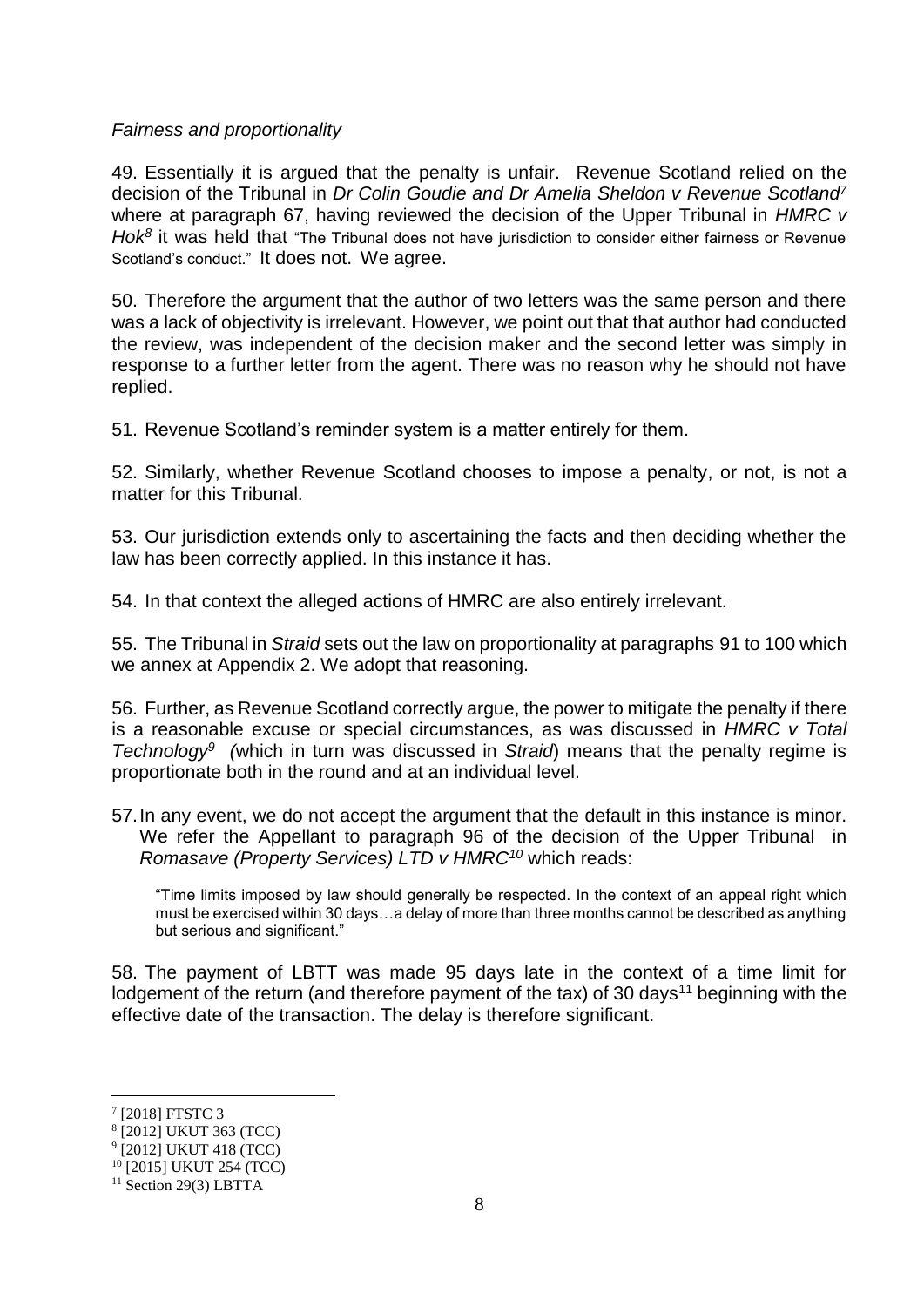*Fairness and proportionality*

49. Essentially it is argued that the penalty is unfair. Revenue Scotland relied on the decision of the Tribunal in *Dr Colin Goudie and Dr Amelia Sheldon v Revenue Scotland*[7] where at paragraph 67, having reviewed the decision of the Upper Tribunal in *HMRC v Hok*[8] it was held that "The Tribunal does not have jurisdiction to consider either fairness or Revenue Scotland's conduct." It does not. We agree.

50. Therefore the argument that the author of two letters was the same person and there was a lack of objectivity is irrelevant. However, we point out that that author had conducted the review, was independent of the decision maker and the second letter was simply in response to a further letter from the agent. There was no reason why he should not have replied.

51. Revenue Scotland's reminder system is a matter entirely for them.

52. Similarly, whether Revenue Scotland chooses to impose a penalty, or not, is not a matter for this Tribunal.

53. Our jurisdiction extends only to ascertaining the facts and then deciding whether the law has been correctly applied. In this instance it has.

54. In that context the alleged actions of HMRC are also entirely irrelevant.

55. The Tribunal in *Straid* sets out the law on proportionality at paragraphs 91 to 100 which we annex at Appendix 2. We adopt that reasoning.

56. Further, as Revenue Scotland correctly argue, the power to mitigate the penalty if there is a reasonable excuse or special circumstances, as was discussed in *HMRC v Total Technology*[9] (which in turn was discussed in *Straid*) means that the penalty regime is proportionate both in the round and at an individual level.

57. In any event, we do not accept the argument that the default in this instance is minor. We refer the Appellant to paragraph 96 of the decision of the Upper Tribunal in *Romasave (Property Services) LTD v HMRC*[10] which reads:

> "Time limits imposed by law should generally be respected. In the context of an appeal right which must be exercised within 30 days…a delay of more than three months cannot be described as anything but serious and significant."

58. The payment of LBTT was made 95 days late in the context of a time limit for lodgement of the return (and therefore payment of the tax) of 30 days[11] beginning with the effective date of the transaction. The delay is therefore significant.

---

[7] [2018] FTSTC 3

[8] [2012] UKUT 363 (TCC)

[9] [2012] UKUT 418 (TCC)

[10] [2015] UKUT 254 (TCC)

[11] Section 29(3) LBTTA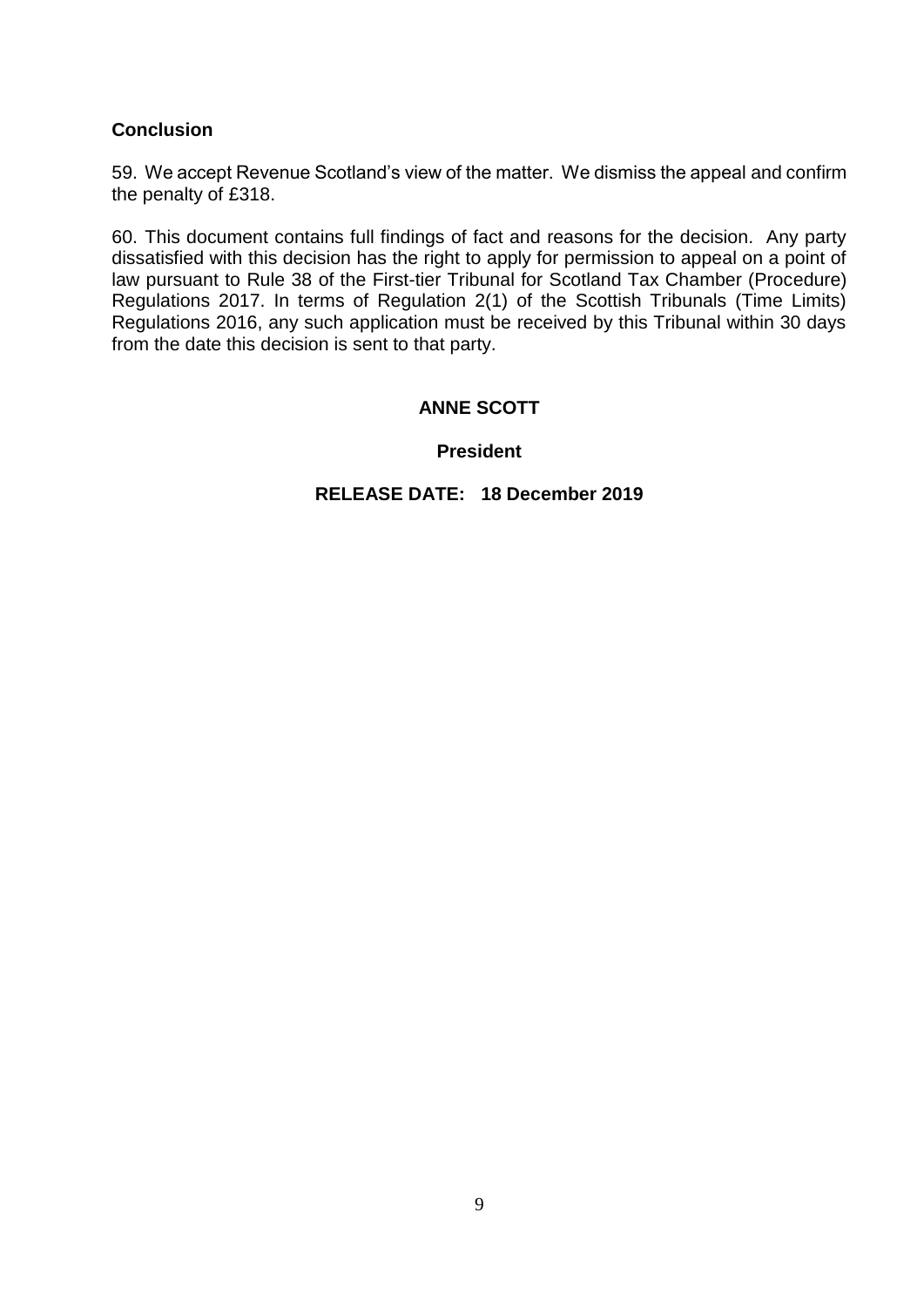## Conclusion

59. We accept Revenue Scotland's view of the matter. We dismiss the appeal and confirm the penalty of £318.

60. This document contains full findings of fact and reasons for the decision. Any party dissatisfied with this decision has the right to apply for permission to appeal on a point of law pursuant to Rule 38 of the First-tier Tribunal for Scotland Tax Chamber (Procedure) Regulations 2017. In terms of Regulation 2(1) of the Scottish Tribunals (Time Limits) Regulations 2016, any such application must be received by this Tribunal within 30 days from the date this decision is sent to that party.

**ANNE SCOTT**

**President**

**RELEASE DATE: 18 December 2019**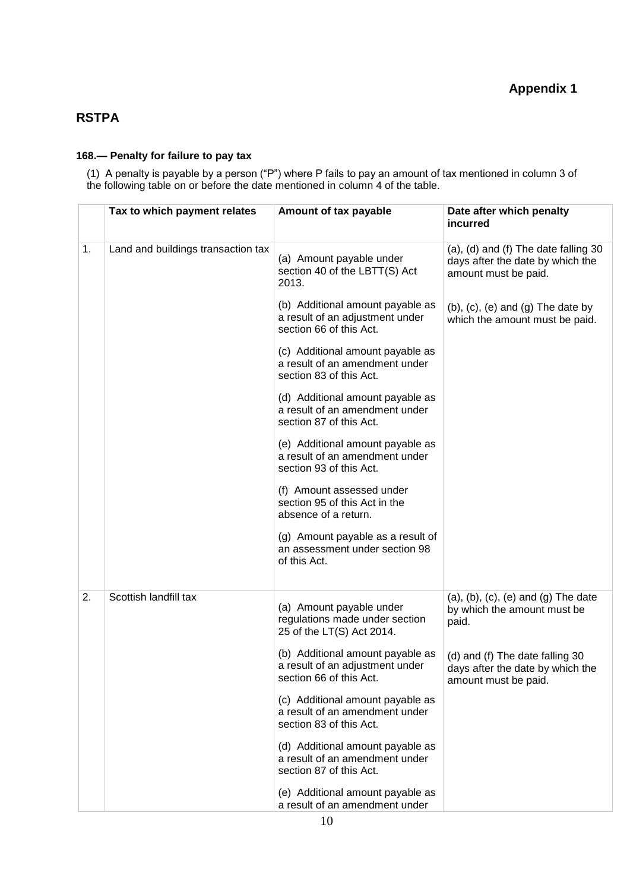## Appendix 1

## RSTPA

### 168.— Penalty for failure to pay tax

(1) A penalty is payable by a person ("P") where P fails to pay an amount of tax mentioned in column 3 of the following table on or before the date mentioned in column 4 of the table.

| | Tax to which payment relates | Amount of tax payable | Date after which penalty incurred |
|---|---|---|---|
| 1. | Land and buildings transaction tax | (a) Amount payable under section 40 of the LBTT(S) Act 2013.<br><br>(b) Additional amount payable as a result of an adjustment under section 66 of this Act.<br><br>(c) Additional amount payable as a result of an amendment under section 83 of this Act.<br><br>(d) Additional amount payable as a result of an amendment under section 87 of this Act.<br><br>(e) Additional amount payable as a result of an amendment under section 93 of this Act.<br><br>(f) Amount assessed under section 95 of this Act in the absence of a return.<br><br>(g) Amount payable as a result of an assessment under section 98 of this Act. | (a), (d) and (f) The date falling 30 days after the date by which the amount must be paid.<br><br>(b), (c), (e) and (g) The date by which the amount must be paid. |
| 2. | Scottish landfill tax | (a) Amount payable under regulations made under section 25 of the LT(S) Act 2014.<br><br>(b) Additional amount payable as a result of an adjustment under section 66 of this Act.<br><br>(c) Additional amount payable as a result of an amendment under section 83 of this Act.<br><br>(d) Additional amount payable as a result of an amendment under section 87 of this Act.<br><br>(e) Additional amount payable as a result of an amendment under | (a), (b), (c), (e) and (g) The date by which the amount must be paid.<br><br>(d) and (f) The date falling 30 days after the date by which the amount must be paid. |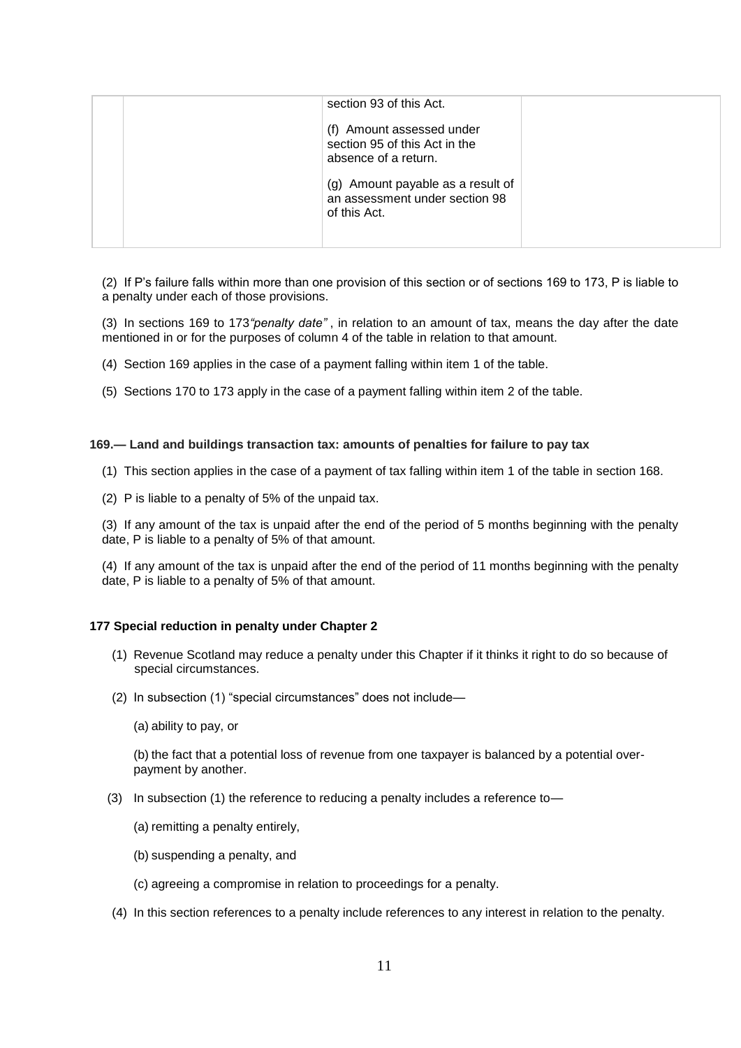| | | section 93 of this Act.<br><br>(f) Amount assessed under section 95 of this Act in the absence of a return.<br><br>(g) Amount payable as a result of an assessment under section 98 of this Act. | |
|---|---|---|---|

(2) If P's failure falls within more than one provision of this section or of sections 169 to 173, P is liable to a penalty under each of those provisions.

(3) In sections 169 to 173*"penalty date"* , in relation to an amount of tax, means the day after the date mentioned in or for the purposes of column 4 of the table in relation to that amount.

(4) Section 169 applies in the case of a payment falling within item 1 of the table.

(5) Sections 170 to 173 apply in the case of a payment falling within item 2 of the table.

**169.— Land and buildings transaction tax: amounts of penalties for failure to pay tax**

(1) This section applies in the case of a payment of tax falling within item 1 of the table in section 168.

(2) P is liable to a penalty of 5% of the unpaid tax.

(3) If any amount of the tax is unpaid after the end of the period of 5 months beginning with the penalty date, P is liable to a penalty of 5% of that amount.

(4) If any amount of the tax is unpaid after the end of the period of 11 months beginning with the penalty date, P is liable to a penalty of 5% of that amount.

**177 Special reduction in penalty under Chapter 2**

(1) Revenue Scotland may reduce a penalty under this Chapter if it thinks it right to do so because of special circumstances.

(2) In subsection (1) "special circumstances" does not include—

(a) ability to pay, or

(b) the fact that a potential loss of revenue from one taxpayer is balanced by a potential over-payment by another.

(3) In subsection (1) the reference to reducing a penalty includes a reference to—

(a) remitting a penalty entirely,

(b) suspending a penalty, and

(c) agreeing a compromise in relation to proceedings for a penalty.

(4) In this section references to a penalty include references to any interest in relation to the penalty.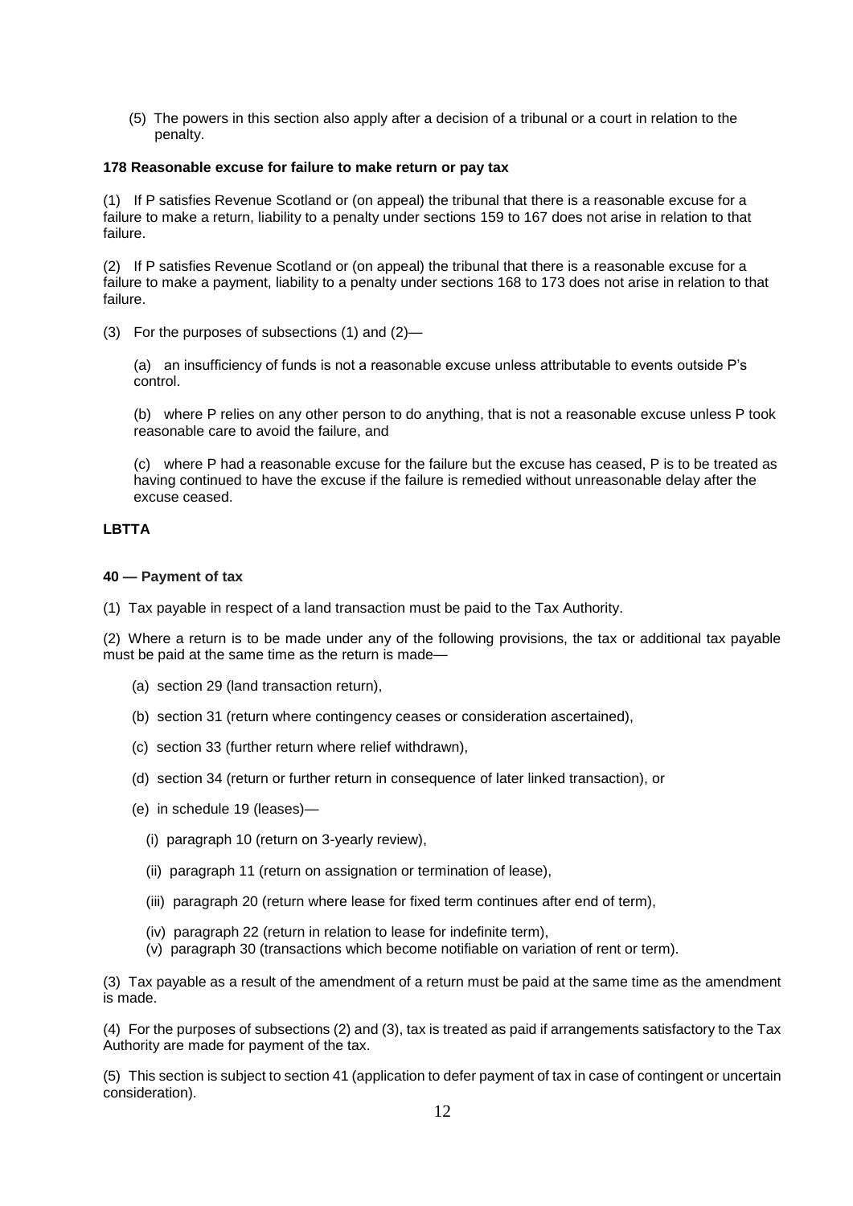(5) The powers in this section also apply after a decision of a tribunal or a court in relation to the penalty.

**178 Reasonable excuse for failure to make return or pay tax**

(1) If P satisfies Revenue Scotland or (on appeal) the tribunal that there is a reasonable excuse for a failure to make a return, liability to a penalty under sections 159 to 167 does not arise in relation to that failure.

(2) If P satisfies Revenue Scotland or (on appeal) the tribunal that there is a reasonable excuse for a failure to make a payment, liability to a penalty under sections 168 to 173 does not arise in relation to that failure.

(3) For the purposes of subsections (1) and (2)—

(a) an insufficiency of funds is not a reasonable excuse unless attributable to events outside P's control.

(b) where P relies on any other person to do anything, that is not a reasonable excuse unless P took reasonable care to avoid the failure, and

(c) where P had a reasonable excuse for the failure but the excuse has ceased, P is to be treated as having continued to have the excuse if the failure is remedied without unreasonable delay after the excuse ceased.

**LBTTA**

**40 — Payment of tax**

(1) Tax payable in respect of a land transaction must be paid to the Tax Authority.

(2) Where a return is to be made under any of the following provisions, the tax or additional tax payable must be paid at the same time as the return is made—

(a) section 29 (land transaction return),

(b) section 31 (return where contingency ceases or consideration ascertained),

(c) section 33 (further return where relief withdrawn),

(d) section 34 (return or further return in consequence of later linked transaction), or

(e) in schedule 19 (leases)—

(i) paragraph 10 (return on 3-yearly review),

(ii) paragraph 11 (return on assignation or termination of lease),

(iii) paragraph 20 (return where lease for fixed term continues after end of term),

(iv) paragraph 22 (return in relation to lease for indefinite term),

(v) paragraph 30 (transactions which become notifiable on variation of rent or term).

(3) Tax payable as a result of the amendment of a return must be paid at the same time as the amendment is made.

(4) For the purposes of subsections (2) and (3), tax is treated as paid if arrangements satisfactory to the Tax Authority are made for payment of the tax.

(5) This section is subject to section 41 (application to defer payment of tax in case of contingent or uncertain consideration).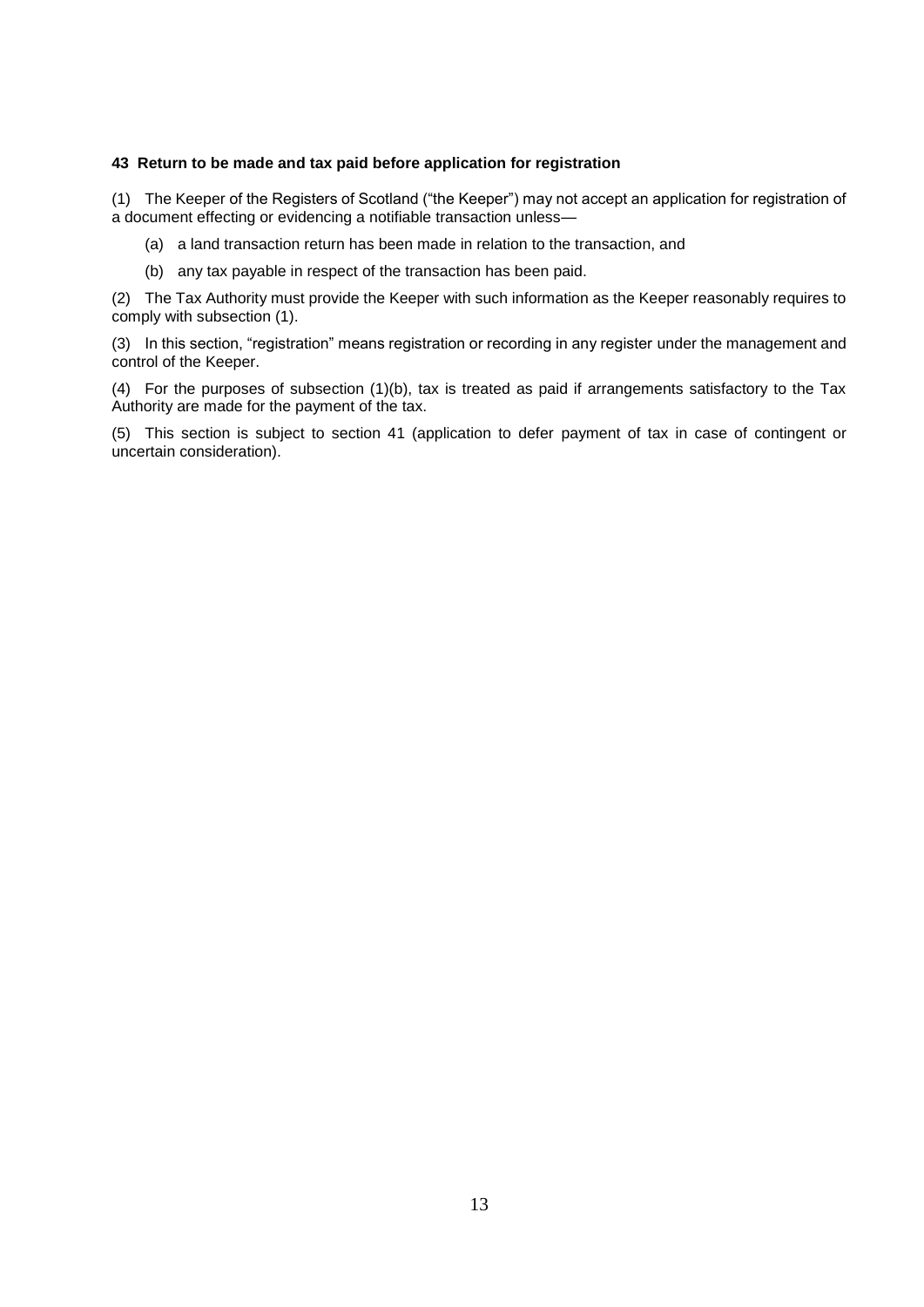**43 Return to be made and tax paid before application for registration**

(1) The Keeper of the Registers of Scotland ("the Keeper") may not accept an application for registration of a document effecting or evidencing a notifiable transaction unless—

(a) a land transaction return has been made in relation to the transaction, and

(b) any tax payable in respect of the transaction has been paid.

(2) The Tax Authority must provide the Keeper with such information as the Keeper reasonably requires to comply with subsection (1).

(3) In this section, "registration" means registration or recording in any register under the management and control of the Keeper.

(4) For the purposes of subsection (1)(b), tax is treated as paid if arrangements satisfactory to the Tax Authority are made for the payment of the tax.

(5) This section is subject to section 41 (application to defer payment of tax in case of contingent or uncertain consideration).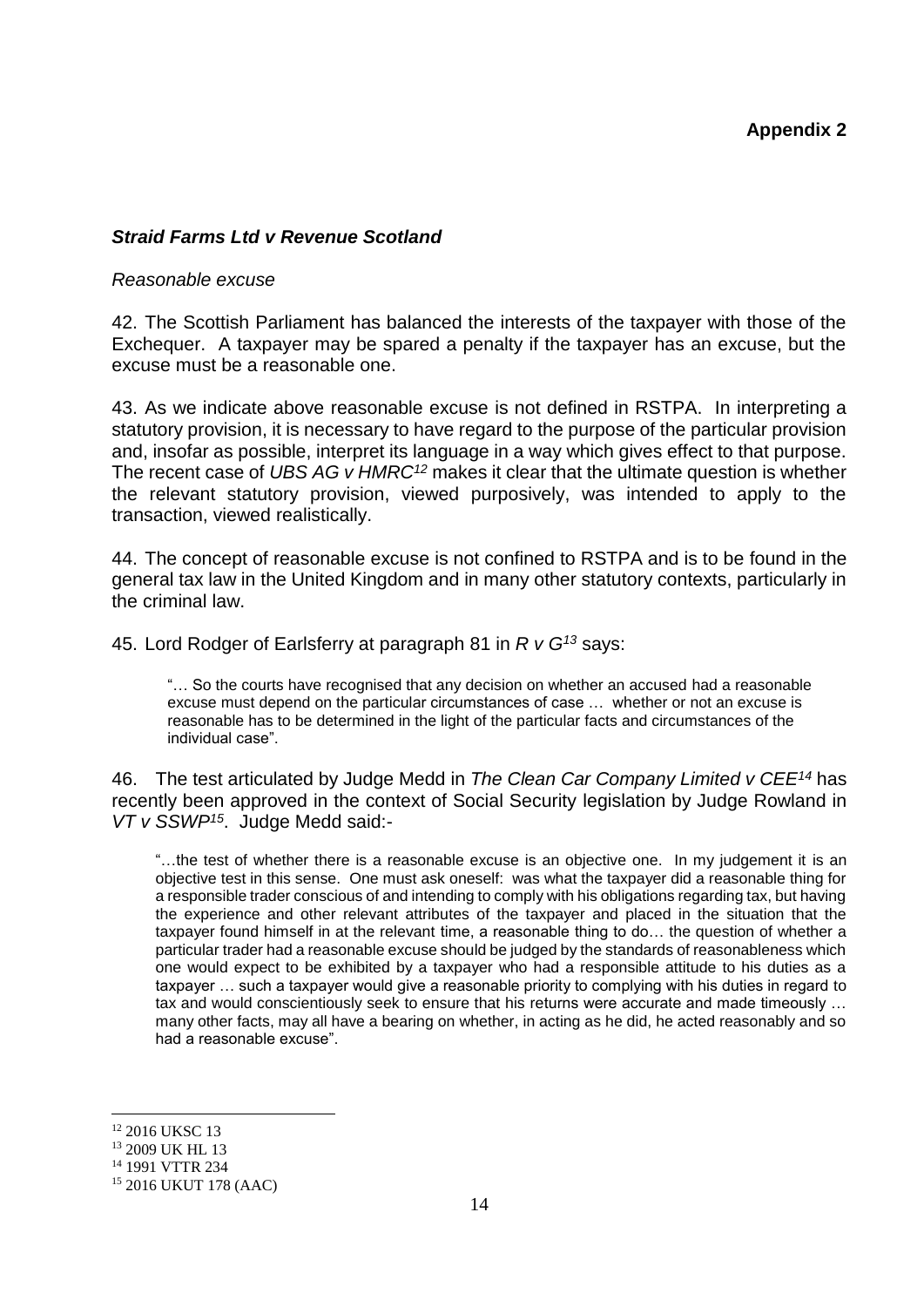**Appendix 2**

### ***Straid Farms Ltd v Revenue Scotland***

*Reasonable excuse*

42. The Scottish Parliament has balanced the interests of the taxpayer with those of the Exchequer. A taxpayer may be spared a penalty if the taxpayer has an excuse, but the excuse must be a reasonable one.

43. As we indicate above reasonable excuse is not defined in RSTPA. In interpreting a statutory provision, it is necessary to have regard to the purpose of the particular provision and, insofar as possible, interpret its language in a way which gives effect to that purpose. The recent case of *UBS AG v HMRC*[12] makes it clear that the ultimate question is whether the relevant statutory provision, viewed purposively, was intended to apply to the transaction, viewed realistically.

44. The concept of reasonable excuse is not confined to RSTPA and is to be found in the general tax law in the United Kingdom and in many other statutory contexts, particularly in the criminal law.

45. Lord Rodger of Earlsferry at paragraph 81 in *R v G*[13] says:

> "… So the courts have recognised that any decision on whether an accused had a reasonable excuse must depend on the particular circumstances of case … whether or not an excuse is reasonable has to be determined in the light of the particular facts and circumstances of the individual case".

46. The test articulated by Judge Medd in *The Clean Car Company Limited v CEE*[14] has recently been approved in the context of Social Security legislation by Judge Rowland in *VT v SSWP*[15]. Judge Medd said:-

> "…the test of whether there is a reasonable excuse is an objective one. In my judgement it is an objective test in this sense. One must ask oneself: was what the taxpayer did a reasonable thing for a responsible trader conscious of and intending to comply with his obligations regarding tax, but having the experience and other relevant attributes of the taxpayer and placed in the situation that the taxpayer found himself in at the relevant time, a reasonable thing to do… the question of whether a particular trader had a reasonable excuse should be judged by the standards of reasonableness which one would expect to be exhibited by a taxpayer who had a responsible attitude to his duties as a taxpayer … such a taxpayer would give a reasonable priority to complying with his duties in regard to tax and would conscientiously seek to ensure that his returns were accurate and made timeously … many other facts, may all have a bearing on whether, in acting as he did, he acted reasonably and so had a reasonable excuse".

---

[12] 2016 UKSC 13
[13] 2009 UK HL 13
[14] 1991 VTTR 234
[15] 2016 UKUT 178 (AAC)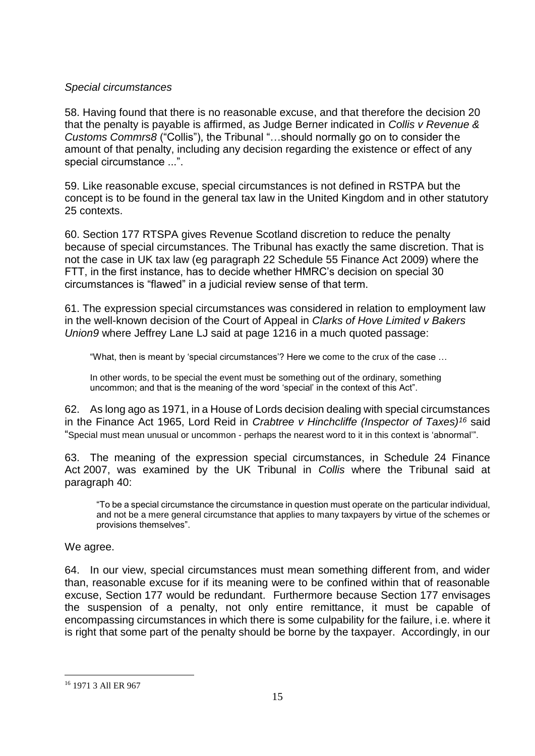*Special circumstances*

58. Having found that there is no reasonable excuse, and that therefore the decision 20 that the penalty is payable is affirmed, as Judge Berner indicated in *Collis v Revenue & Customs Commrs8* ("Collis"), the Tribunal "…should normally go on to consider the amount of that penalty, including any decision regarding the existence or effect of any special circumstance ...".

59. Like reasonable excuse, special circumstances is not defined in RSTPA but the concept is to be found in the general tax law in the United Kingdom and in other statutory 25 contexts.

60. Section 177 RTSPA gives Revenue Scotland discretion to reduce the penalty because of special circumstances. The Tribunal has exactly the same discretion. That is not the case in UK tax law (eg paragraph 22 Schedule 55 Finance Act 2009) where the FTT, in the first instance, has to decide whether HMRC's decision on special 30 circumstances is "flawed" in a judicial review sense of that term.

61. The expression special circumstances was considered in relation to employment law in the well-known decision of the Court of Appeal in *Clarks of Hove Limited v Bakers Union9* where Jeffrey Lane LJ said at page 1216 in a much quoted passage:

> "What, then is meant by 'special circumstances'? Here we come to the crux of the case …
>
> In other words, to be special the event must be something out of the ordinary, something uncommon; and that is the meaning of the word 'special' in the context of this Act".

62. As long ago as 1971, in a House of Lords decision dealing with special circumstances in the Finance Act 1965, Lord Reid in *Crabtree v Hinchcliffe (Inspector of Taxes)*[16] said "Special must mean unusual or uncommon - perhaps the nearest word to it in this context is 'abnormal'".

63. The meaning of the expression special circumstances, in Schedule 24 Finance Act 2007, was examined by the UK Tribunal in *Collis* where the Tribunal said at paragraph 40:

> "To be a special circumstance the circumstance in question must operate on the particular individual, and not be a mere general circumstance that applies to many taxpayers by virtue of the schemes or provisions themselves".

We agree.

64. In our view, special circumstances must mean something different from, and wider than, reasonable excuse for if its meaning were to be confined within that of reasonable excuse, Section 177 would be redundant. Furthermore because Section 177 envisages the suspension of a penalty, not only entire remittance, it must be capable of encompassing circumstances in which there is some culpability for the failure, i.e. where it is right that some part of the penalty should be borne by the taxpayer. Accordingly, in our

---

[16] 1971 3 All ER 967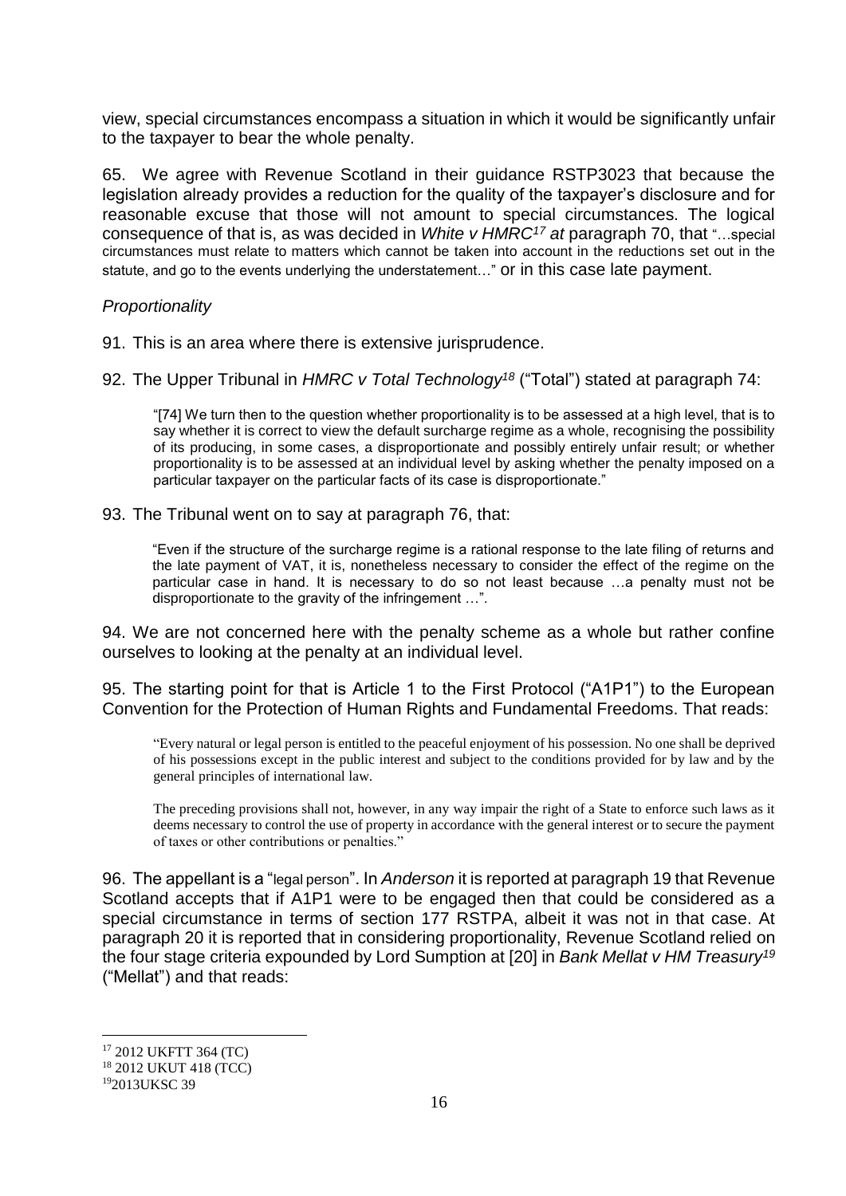view, special circumstances encompass a situation in which it would be significantly unfair to the taxpayer to bear the whole penalty.

65. We agree with Revenue Scotland in their guidance RSTP3023 that because the legislation already provides a reduction for the quality of the taxpayer's disclosure and for reasonable excuse that those will not amount to special circumstances. The logical consequence of that is, as was decided in *White v HMRC*[17] *at* paragraph 70, that "…special circumstances must relate to matters which cannot be taken into account in the reductions set out in the statute, and go to the events underlying the understatement…" or in this case late payment.

*Proportionality*

91. This is an area where there is extensive jurisprudence.

92. The Upper Tribunal in *HMRC v Total Technology*[18] ("Total") stated at paragraph 74:

> "[74] We turn then to the question whether proportionality is to be assessed at a high level, that is to say whether it is correct to view the default surcharge regime as a whole, recognising the possibility of its producing, in some cases, a disproportionate and possibly entirely unfair result; or whether proportionality is to be assessed at an individual level by asking whether the penalty imposed on a particular taxpayer on the particular facts of its case is disproportionate."

93. The Tribunal went on to say at paragraph 76, that:

> "Even if the structure of the surcharge regime is a rational response to the late filing of returns and the late payment of VAT, it is, nonetheless necessary to consider the effect of the regime on the particular case in hand. It is necessary to do so not least because …a penalty must not be disproportionate to the gravity of the infringement …".

94. We are not concerned here with the penalty scheme as a whole but rather confine ourselves to looking at the penalty at an individual level.

95. The starting point for that is Article 1 to the First Protocol ("A1P1") to the European Convention for the Protection of Human Rights and Fundamental Freedoms. That reads:

> "Every natural or legal person is entitled to the peaceful enjoyment of his possession. No one shall be deprived of his possessions except in the public interest and subject to the conditions provided for by law and by the general principles of international law.
>
> The preceding provisions shall not, however, in any way impair the right of a State to enforce such laws as it deems necessary to control the use of property in accordance with the general interest or to secure the payment of taxes or other contributions or penalties."

96. The appellant is a "legal person". In *Anderson* it is reported at paragraph 19 that Revenue Scotland accepts that if A1P1 were to be engaged then that could be considered as a special circumstance in terms of section 177 RSTPA, albeit it was not in that case. At paragraph 20 it is reported that in considering proportionality, Revenue Scotland relied on the four stage criteria expounded by Lord Sumption at [20] in *Bank Mellat v HM Treasury*[19] ("Mellat") and that reads:

---

[17] 2012 UKFTT 364 (TC)

[18] 2012 UKUT 418 (TCC)

[19] 2013UKSC 39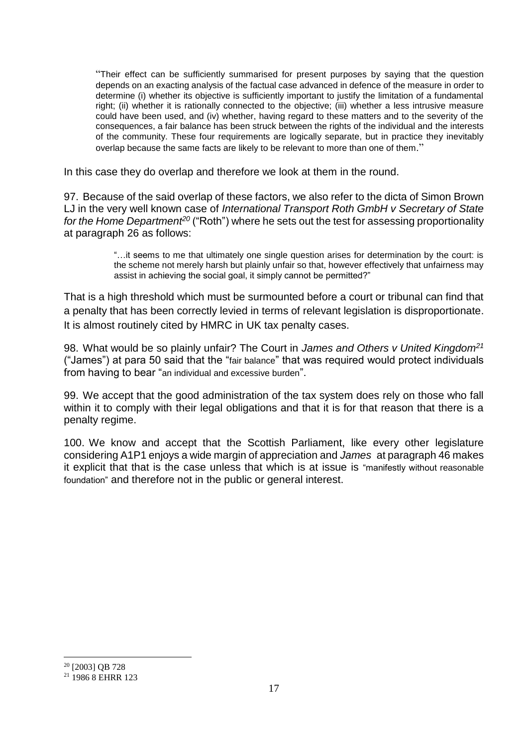> "Their effect can be sufficiently summarised for present purposes by saying that the question depends on an exacting analysis of the factual case advanced in defence of the measure in order to determine (i) whether its objective is sufficiently important to justify the limitation of a fundamental right; (ii) whether it is rationally connected to the objective; (iii) whether a less intrusive measure could have been used, and (iv) whether, having regard to these matters and to the severity of the consequences, a fair balance has been struck between the rights of the individual and the interests of the community. These four requirements are logically separate, but in practice they inevitably overlap because the same facts are likely to be relevant to more than one of them."

In this case they do overlap and therefore we look at them in the round.

97. Because of the said overlap of these factors, we also refer to the dicta of Simon Brown LJ in the very well known case of *International Transport Roth GmbH v Secretary of State for the Home Department*[20] ("Roth") where he sets out the test for assessing proportionality at paragraph 26 as follows:

> "…it seems to me that ultimately one single question arises for determination by the court: is the scheme not merely harsh but plainly unfair so that, however effectively that unfairness may assist in achieving the social goal, it simply cannot be permitted?"

That is a high threshold which must be surmounted before a court or tribunal can find that a penalty that has been correctly levied in terms of relevant legislation is disproportionate. It is almost routinely cited by HMRC in UK tax penalty cases.

98. What would be so plainly unfair? The Court in *James and Others v United Kingdom*[21] ("James") at para 50 said that the "fair balance" that was required would protect individuals from having to bear "an individual and excessive burden".

99. We accept that the good administration of the tax system does rely on those who fall within it to comply with their legal obligations and that it is for that reason that there is a penalty regime.

100. We know and accept that the Scottish Parliament, like every other legislature considering A1P1 enjoys a wide margin of appreciation and *James* at paragraph 46 makes it explicit that that is the case unless that which is at issue is "manifestly without reasonable foundation" and therefore not in the public or general interest.

---

[20] [2003] QB 728

[21] 1986 8 EHRR 123